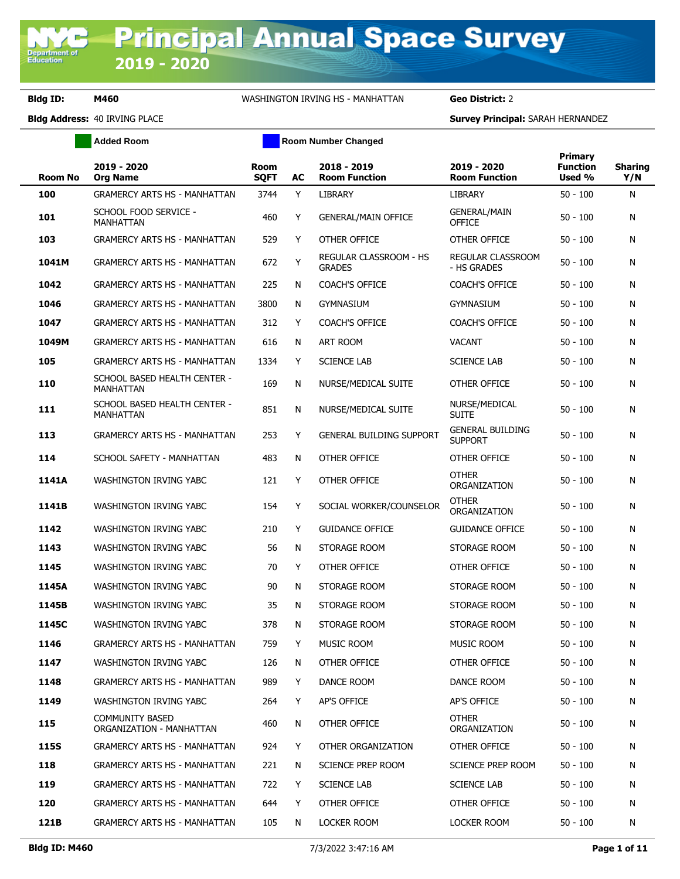# Principal Annual Space Survey 2019 - 2020

**Bldg ID:** M460 WASHINGTON IRVING HS - MANHATTAN **Geo District:** 2

**Bldg Address:** 40 IRVING PLACE **Survey Principal:** SARAH HERNANDEZ

Added Room | Room Number Changed

| Room No | 2019 - 2020 Org Name | Room SQFT | AC | 2018 - 2019 Room Function | 2019 - 2020 Room Function | Primary Function Used % | Sharing Y/N |
|---|---|---|---|---|---|---|---|
| 100 | GRAMERCY ARTS HS - MANHATTAN | 3744 | Y | LIBRARY | LIBRARY | 50 - 100 | N |
| 101 | SCHOOL FOOD SERVICE - MANHATTAN | 460 | Y | GENERAL/MAIN OFFICE | GENERAL/MAIN OFFICE | 50 - 100 | N |
| 103 | GRAMERCY ARTS HS - MANHATTAN | 529 | Y | OTHER OFFICE | OTHER OFFICE | 50 - 100 | N |
| 1041M | GRAMERCY ARTS HS - MANHATTAN | 672 | Y | REGULAR CLASSROOM - HS GRADES | REGULAR CLASSROOM - HS GRADES | 50 - 100 | N |
| 1042 | GRAMERCY ARTS HS - MANHATTAN | 225 | N | COACH'S OFFICE | COACH'S OFFICE | 50 - 100 | N |
| 1046 | GRAMERCY ARTS HS - MANHATTAN | 3800 | N | GYMNASIUM | GYMNASIUM | 50 - 100 | N |
| 1047 | GRAMERCY ARTS HS - MANHATTAN | 312 | Y | COACH'S OFFICE | COACH'S OFFICE | 50 - 100 | N |
| 1049M | GRAMERCY ARTS HS - MANHATTAN | 616 | N | ART ROOM | VACANT | 50 - 100 | N |
| 105 | GRAMERCY ARTS HS - MANHATTAN | 1334 | Y | SCIENCE LAB | SCIENCE LAB | 50 - 100 | N |
| 110 | SCHOOL BASED HEALTH CENTER - MANHATTAN | 169 | N | NURSE/MEDICAL SUITE | OTHER OFFICE | 50 - 100 | N |
| 111 | SCHOOL BASED HEALTH CENTER - MANHATTAN | 851 | N | NURSE/MEDICAL SUITE | NURSE/MEDICAL SUITE | 50 - 100 | N |
| 113 | GRAMERCY ARTS HS - MANHATTAN | 253 | Y | GENERAL BUILDING SUPPORT | GENERAL BUILDING SUPPORT | 50 - 100 | N |
| 114 | SCHOOL SAFETY - MANHATTAN | 483 | N | OTHER OFFICE | OTHER OFFICE | 50 - 100 | N |
| 1141A | WASHINGTON IRVING YABC | 121 | Y | OTHER OFFICE | OTHER ORGANIZATION | 50 - 100 | N |
| 1141B | WASHINGTON IRVING YABC | 154 | Y | SOCIAL WORKER/COUNSELOR | OTHER ORGANIZATION | 50 - 100 | N |
| 1142 | WASHINGTON IRVING YABC | 210 | Y | GUIDANCE OFFICE | GUIDANCE OFFICE | 50 - 100 | N |
| 1143 | WASHINGTON IRVING YABC | 56 | N | STORAGE ROOM | STORAGE ROOM | 50 - 100 | N |
| 1145 | WASHINGTON IRVING YABC | 70 | Y | OTHER OFFICE | OTHER OFFICE | 50 - 100 | N |
| 1145A | WASHINGTON IRVING YABC | 90 | N | STORAGE ROOM | STORAGE ROOM | 50 - 100 | N |
| 1145B | WASHINGTON IRVING YABC | 35 | N | STORAGE ROOM | STORAGE ROOM | 50 - 100 | N |
| 1145C | WASHINGTON IRVING YABC | 378 | N | STORAGE ROOM | STORAGE ROOM | 50 - 100 | N |
| 1146 | GRAMERCY ARTS HS - MANHATTAN | 759 | Y | MUSIC ROOM | MUSIC ROOM | 50 - 100 | N |
| 1147 | WASHINGTON IRVING YABC | 126 | N | OTHER OFFICE | OTHER OFFICE | 50 - 100 | N |
| 1148 | GRAMERCY ARTS HS - MANHATTAN | 989 | Y | DANCE ROOM | DANCE ROOM | 50 - 100 | N |
| 1149 | WASHINGTON IRVING YABC | 264 | Y | AP'S OFFICE | AP'S OFFICE | 50 - 100 | N |
| 115 | COMMUNITY BASED ORGANIZATION - MANHATTAN | 460 | N | OTHER OFFICE | OTHER ORGANIZATION | 50 - 100 | N |
| 115S | GRAMERCY ARTS HS - MANHATTAN | 924 | Y | OTHER ORGANIZATION | OTHER OFFICE | 50 - 100 | N |
| 118 | GRAMERCY ARTS HS - MANHATTAN | 221 | N | SCIENCE PREP ROOM | SCIENCE PREP ROOM | 50 - 100 | N |
| 119 | GRAMERCY ARTS HS - MANHATTAN | 722 | Y | SCIENCE LAB | SCIENCE LAB | 50 - 100 | N |
| 120 | GRAMERCY ARTS HS - MANHATTAN | 644 | Y | OTHER OFFICE | OTHER OFFICE | 50 - 100 | N |
| 121B | GRAMERCY ARTS HS - MANHATTAN | 105 | N | LOCKER ROOM | LOCKER ROOM | 50 - 100 | N |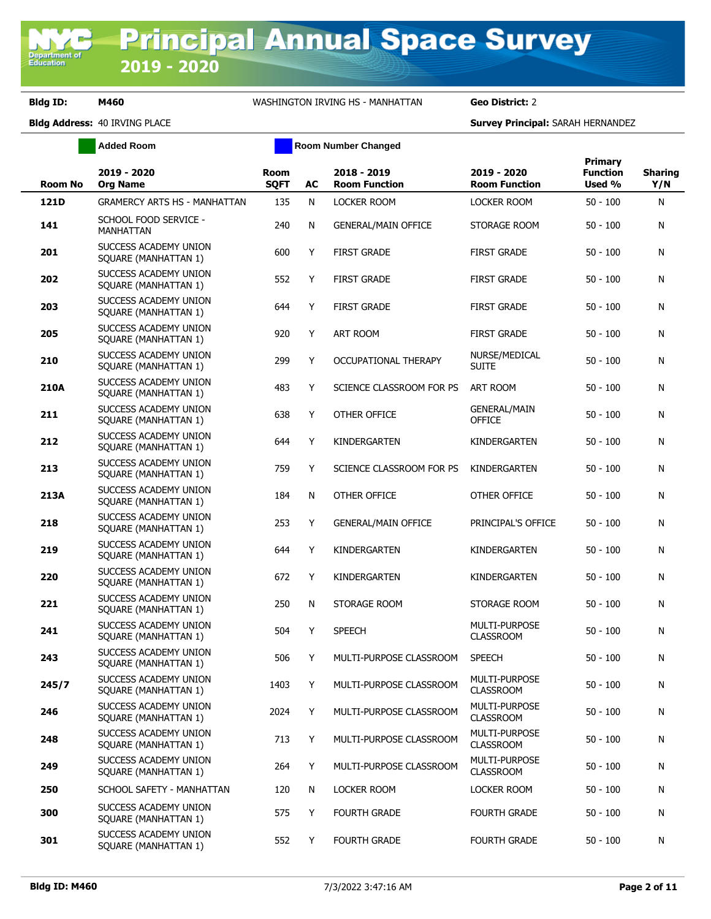**Bldg ID:** M460 WASHINGTON IRVING HS - MANHATTAN **Geo District:** 2

**Bldg Address:** 40 IRVING PLACE **Survey Principal:** SARAH HERNANDEZ

Added Room | Room Number Changed

| Room No | 2019 - 2020 Org Name | Room SQFT | AC | 2018 - 2019 Room Function | 2019 - 2020 Room Function | Primary Function Used % | Sharing Y/N |
|---|---|---|---|---|---|---|---|
| 121D | GRAMERCY ARTS HS - MANHATTAN | 135 | N | LOCKER ROOM | LOCKER ROOM | 50 - 100 | N |
| 141 | SCHOOL FOOD SERVICE - MANHATTAN | 240 | N | GENERAL/MAIN OFFICE | STORAGE ROOM | 50 - 100 | N |
| 201 | SUCCESS ACADEMY UNION SQUARE (MANHATTAN 1) | 600 | Y | FIRST GRADE | FIRST GRADE | 50 - 100 | N |
| 202 | SUCCESS ACADEMY UNION SQUARE (MANHATTAN 1) | 552 | Y | FIRST GRADE | FIRST GRADE | 50 - 100 | N |
| 203 | SUCCESS ACADEMY UNION SQUARE (MANHATTAN 1) | 644 | Y | FIRST GRADE | FIRST GRADE | 50 - 100 | N |
| 205 | SUCCESS ACADEMY UNION SQUARE (MANHATTAN 1) | 920 | Y | ART ROOM | FIRST GRADE | 50 - 100 | N |
| 210 | SUCCESS ACADEMY UNION SQUARE (MANHATTAN 1) | 299 | Y | OCCUPATIONAL THERAPY | NURSE/MEDICAL SUITE | 50 - 100 | N |
| 210A | SUCCESS ACADEMY UNION SQUARE (MANHATTAN 1) | 483 | Y | SCIENCE CLASSROOM FOR PS | ART ROOM | 50 - 100 | N |
| 211 | SUCCESS ACADEMY UNION SQUARE (MANHATTAN 1) | 638 | Y | OTHER OFFICE | GENERAL/MAIN OFFICE | 50 - 100 | N |
| 212 | SUCCESS ACADEMY UNION SQUARE (MANHATTAN 1) | 644 | Y | KINDERGARTEN | KINDERGARTEN | 50 - 100 | N |
| 213 | SUCCESS ACADEMY UNION SQUARE (MANHATTAN 1) | 759 | Y | SCIENCE CLASSROOM FOR PS | KINDERGARTEN | 50 - 100 | N |
| 213A | SUCCESS ACADEMY UNION SQUARE (MANHATTAN 1) | 184 | N | OTHER OFFICE | OTHER OFFICE | 50 - 100 | N |
| 218 | SUCCESS ACADEMY UNION SQUARE (MANHATTAN 1) | 253 | Y | GENERAL/MAIN OFFICE | PRINCIPAL'S OFFICE | 50 - 100 | N |
| 219 | SUCCESS ACADEMY UNION SQUARE (MANHATTAN 1) | 644 | Y | KINDERGARTEN | KINDERGARTEN | 50 - 100 | N |
| 220 | SUCCESS ACADEMY UNION SQUARE (MANHATTAN 1) | 672 | Y | KINDERGARTEN | KINDERGARTEN | 50 - 100 | N |
| 221 | SUCCESS ACADEMY UNION SQUARE (MANHATTAN 1) | 250 | N | STORAGE ROOM | STORAGE ROOM | 50 - 100 | N |
| 241 | SUCCESS ACADEMY UNION SQUARE (MANHATTAN 1) | 504 | Y | SPEECH | MULTI-PURPOSE CLASSROOM | 50 - 100 | N |
| 243 | SUCCESS ACADEMY UNION SQUARE (MANHATTAN 1) | 506 | Y | MULTI-PURPOSE CLASSROOM | SPEECH | 50 - 100 | N |
| 245/7 | SUCCESS ACADEMY UNION SQUARE (MANHATTAN 1) | 1403 | Y | MULTI-PURPOSE CLASSROOM | MULTI-PURPOSE CLASSROOM | 50 - 100 | N |
| 246 | SUCCESS ACADEMY UNION SQUARE (MANHATTAN 1) | 2024 | Y | MULTI-PURPOSE CLASSROOM | MULTI-PURPOSE CLASSROOM | 50 - 100 | N |
| 248 | SUCCESS ACADEMY UNION SQUARE (MANHATTAN 1) | 713 | Y | MULTI-PURPOSE CLASSROOM | MULTI-PURPOSE CLASSROOM | 50 - 100 | N |
| 249 | SUCCESS ACADEMY UNION SQUARE (MANHATTAN 1) | 264 | Y | MULTI-PURPOSE CLASSROOM | MULTI-PURPOSE CLASSROOM | 50 - 100 | N |
| 250 | SCHOOL SAFETY - MANHATTAN | 120 | N | LOCKER ROOM | LOCKER ROOM | 50 - 100 | N |
| 300 | SUCCESS ACADEMY UNION SQUARE (MANHATTAN 1) | 575 | Y | FOURTH GRADE | FOURTH GRADE | 50 - 100 | N |
| 301 | SUCCESS ACADEMY UNION SQUARE (MANHATTAN 1) | 552 | Y | FOURTH GRADE | FOURTH GRADE | 50 - 100 | N |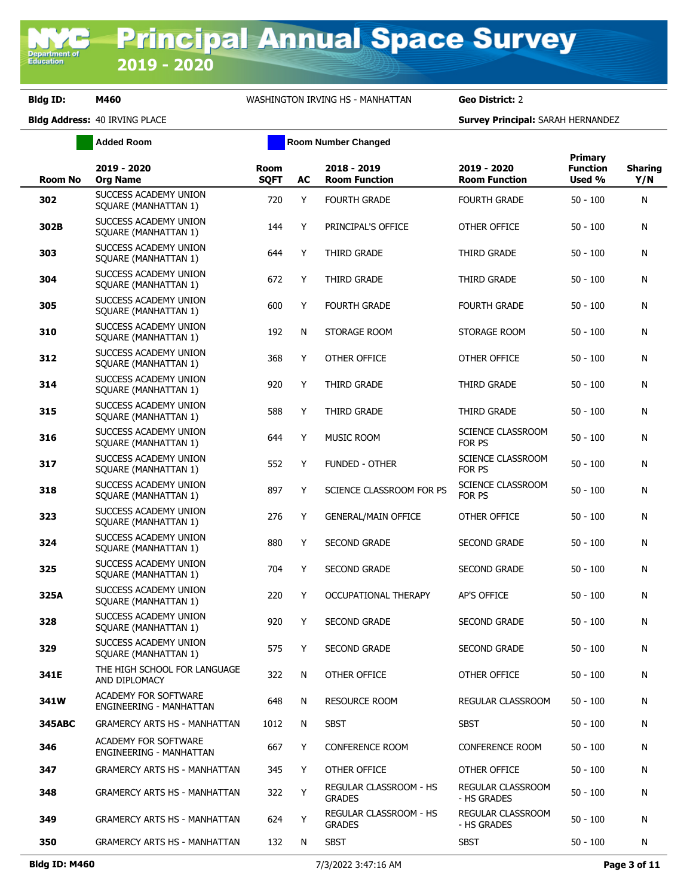# Principal Annual Space Survey 2019 - 2020

**Bldg ID:** M460 WASHINGTON IRVING HS - MANHATTAN **Geo District:** 2

**Bldg Address:** 40 IRVING PLACE **Survey Principal:** SARAH HERNANDEZ

Added Room | Room Number Changed

| Room No | 2019 - 2020 Org Name | Room SQFT | AC | 2018 - 2019 Room Function | 2019 - 2020 Room Function | Primary Function Used % | Sharing Y/N |
|---|---|---|---|---|---|---|---|
| 302 | SUCCESS ACADEMY UNION SQUARE (MANHATTAN 1) | 720 | Y | FOURTH GRADE | FOURTH GRADE | 50 - 100 | N |
| 302B | SUCCESS ACADEMY UNION SQUARE (MANHATTAN 1) | 144 | Y | PRINCIPAL'S OFFICE | OTHER OFFICE | 50 - 100 | N |
| 303 | SUCCESS ACADEMY UNION SQUARE (MANHATTAN 1) | 644 | Y | THIRD GRADE | THIRD GRADE | 50 - 100 | N |
| 304 | SUCCESS ACADEMY UNION SQUARE (MANHATTAN 1) | 672 | Y | THIRD GRADE | THIRD GRADE | 50 - 100 | N |
| 305 | SUCCESS ACADEMY UNION SQUARE (MANHATTAN 1) | 600 | Y | FOURTH GRADE | FOURTH GRADE | 50 - 100 | N |
| 310 | SUCCESS ACADEMY UNION SQUARE (MANHATTAN 1) | 192 | N | STORAGE ROOM | STORAGE ROOM | 50 - 100 | N |
| 312 | SUCCESS ACADEMY UNION SQUARE (MANHATTAN 1) | 368 | Y | OTHER OFFICE | OTHER OFFICE | 50 - 100 | N |
| 314 | SUCCESS ACADEMY UNION SQUARE (MANHATTAN 1) | 920 | Y | THIRD GRADE | THIRD GRADE | 50 - 100 | N |
| 315 | SUCCESS ACADEMY UNION SQUARE (MANHATTAN 1) | 588 | Y | THIRD GRADE | THIRD GRADE | 50 - 100 | N |
| 316 | SUCCESS ACADEMY UNION SQUARE (MANHATTAN 1) | 644 | Y | MUSIC ROOM | SCIENCE CLASSROOM FOR PS | 50 - 100 | N |
| 317 | SUCCESS ACADEMY UNION SQUARE (MANHATTAN 1) | 552 | Y | FUNDED - OTHER | SCIENCE CLASSROOM FOR PS | 50 - 100 | N |
| 318 | SUCCESS ACADEMY UNION SQUARE (MANHATTAN 1) | 897 | Y | SCIENCE CLASSROOM FOR PS | SCIENCE CLASSROOM FOR PS | 50 - 100 | N |
| 323 | SUCCESS ACADEMY UNION SQUARE (MANHATTAN 1) | 276 | Y | GENERAL/MAIN OFFICE | OTHER OFFICE | 50 - 100 | N |
| 324 | SUCCESS ACADEMY UNION SQUARE (MANHATTAN 1) | 880 | Y | SECOND GRADE | SECOND GRADE | 50 - 100 | N |
| 325 | SUCCESS ACADEMY UNION SQUARE (MANHATTAN 1) | 704 | Y | SECOND GRADE | SECOND GRADE | 50 - 100 | N |
| 325A | SUCCESS ACADEMY UNION SQUARE (MANHATTAN 1) | 220 | Y | OCCUPATIONAL THERAPY | AP'S OFFICE | 50 - 100 | N |
| 328 | SUCCESS ACADEMY UNION SQUARE (MANHATTAN 1) | 920 | Y | SECOND GRADE | SECOND GRADE | 50 - 100 | N |
| 329 | SUCCESS ACADEMY UNION SQUARE (MANHATTAN 1) | 575 | Y | SECOND GRADE | SECOND GRADE | 50 - 100 | N |
| 341E | THE HIGH SCHOOL FOR LANGUAGE AND DIPLOMACY | 322 | N | OTHER OFFICE | OTHER OFFICE | 50 - 100 | N |
| 341W | ACADEMY FOR SOFTWARE ENGINEERING - MANHATTAN | 648 | N | RESOURCE ROOM | REGULAR CLASSROOM | 50 - 100 | N |
| 345ABC | GRAMERCY ARTS HS - MANHATTAN | 1012 | N | SBST | SBST | 50 - 100 | N |
| 346 | ACADEMY FOR SOFTWARE ENGINEERING - MANHATTAN | 667 | Y | CONFERENCE ROOM | CONFERENCE ROOM | 50 - 100 | N |
| 347 | GRAMERCY ARTS HS - MANHATTAN | 345 | Y | OTHER OFFICE | OTHER OFFICE | 50 - 100 | N |
| 348 | GRAMERCY ARTS HS - MANHATTAN | 322 | Y | REGULAR CLASSROOM - HS GRADES | REGULAR CLASSROOM - HS GRADES | 50 - 100 | N |
| 349 | GRAMERCY ARTS HS - MANHATTAN | 624 | Y | REGULAR CLASSROOM - HS GRADES | REGULAR CLASSROOM - HS GRADES | 50 - 100 | N |
| 350 | GRAMERCY ARTS HS - MANHATTAN | 132 | N | SBST | SBST | 50 - 100 | N |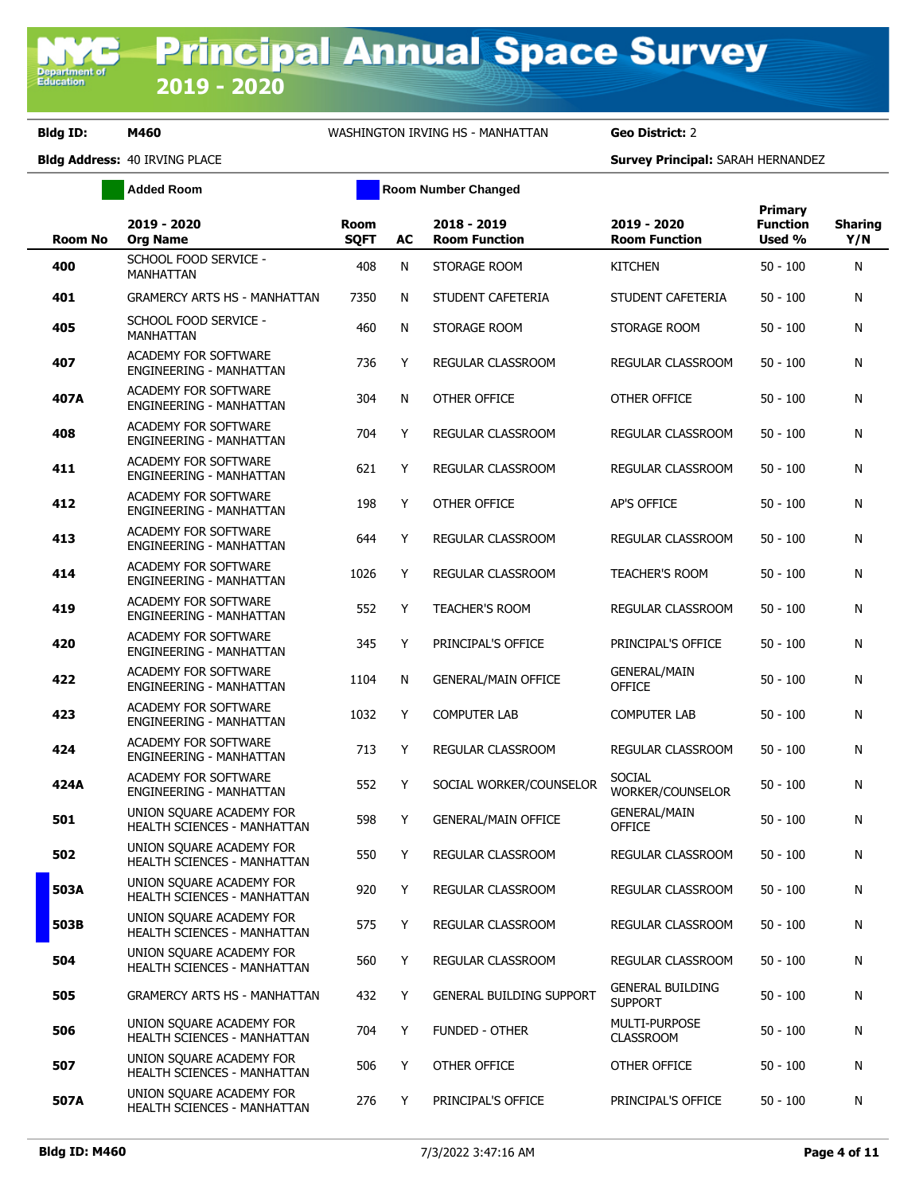# Principal Annual Space Survey 2019 - 2020

**Bldg ID:** M460 WASHINGTON IRVING HS - MANHATTAN **Geo District:** 2

**Bldg Address:** 40 IRVING PLACE **Survey Principal:** SARAH HERNANDEZ

Added Room | Room Number Changed

| Room No | 2019 - 2020 Org Name | Room SQFT | AC | 2018 - 2019 Room Function | 2019 - 2020 Room Function | Primary Function Used % | Sharing Y/N |
|---|---|---|---|---|---|---|---|
| 400 | SCHOOL FOOD SERVICE - MANHATTAN | 408 | N | STORAGE ROOM | KITCHEN | 50 - 100 | N |
| 401 | GRAMERCY ARTS HS - MANHATTAN | 7350 | N | STUDENT CAFETERIA | STUDENT CAFETERIA | 50 - 100 | N |
| 405 | SCHOOL FOOD SERVICE - MANHATTAN | 460 | N | STORAGE ROOM | STORAGE ROOM | 50 - 100 | N |
| 407 | ACADEMY FOR SOFTWARE ENGINEERING - MANHATTAN | 736 | Y | REGULAR CLASSROOM | REGULAR CLASSROOM | 50 - 100 | N |
| 407A | ACADEMY FOR SOFTWARE ENGINEERING - MANHATTAN | 304 | N | OTHER OFFICE | OTHER OFFICE | 50 - 100 | N |
| 408 | ACADEMY FOR SOFTWARE ENGINEERING - MANHATTAN | 704 | Y | REGULAR CLASSROOM | REGULAR CLASSROOM | 50 - 100 | N |
| 411 | ACADEMY FOR SOFTWARE ENGINEERING - MANHATTAN | 621 | Y | REGULAR CLASSROOM | REGULAR CLASSROOM | 50 - 100 | N |
| 412 | ACADEMY FOR SOFTWARE ENGINEERING - MANHATTAN | 198 | Y | OTHER OFFICE | AP'S OFFICE | 50 - 100 | N |
| 413 | ACADEMY FOR SOFTWARE ENGINEERING - MANHATTAN | 644 | Y | REGULAR CLASSROOM | REGULAR CLASSROOM | 50 - 100 | N |
| 414 | ACADEMY FOR SOFTWARE ENGINEERING - MANHATTAN | 1026 | Y | REGULAR CLASSROOM | TEACHER'S ROOM | 50 - 100 | N |
| 419 | ACADEMY FOR SOFTWARE ENGINEERING - MANHATTAN | 552 | Y | TEACHER'S ROOM | REGULAR CLASSROOM | 50 - 100 | N |
| 420 | ACADEMY FOR SOFTWARE ENGINEERING - MANHATTAN | 345 | Y | PRINCIPAL'S OFFICE | PRINCIPAL'S OFFICE | 50 - 100 | N |
| 422 | ACADEMY FOR SOFTWARE ENGINEERING - MANHATTAN | 1104 | N | GENERAL/MAIN OFFICE | GENERAL/MAIN OFFICE | 50 - 100 | N |
| 423 | ACADEMY FOR SOFTWARE ENGINEERING - MANHATTAN | 1032 | Y | COMPUTER LAB | COMPUTER LAB | 50 - 100 | N |
| 424 | ACADEMY FOR SOFTWARE ENGINEERING - MANHATTAN | 713 | Y | REGULAR CLASSROOM | REGULAR CLASSROOM | 50 - 100 | N |
| 424A | ACADEMY FOR SOFTWARE ENGINEERING - MANHATTAN | 552 | Y | SOCIAL WORKER/COUNSELOR | SOCIAL WORKER/COUNSELOR | 50 - 100 | N |
| 501 | UNION SQUARE ACADEMY FOR HEALTH SCIENCES - MANHATTAN | 598 | Y | GENERAL/MAIN OFFICE | GENERAL/MAIN OFFICE | 50 - 100 | N |
| 502 | UNION SQUARE ACADEMY FOR HEALTH SCIENCES - MANHATTAN | 550 | Y | REGULAR CLASSROOM | REGULAR CLASSROOM | 50 - 100 | N |
| 503A | UNION SQUARE ACADEMY FOR HEALTH SCIENCES - MANHATTAN | 920 | Y | REGULAR CLASSROOM | REGULAR CLASSROOM | 50 - 100 | N |
| 503B | UNION SQUARE ACADEMY FOR HEALTH SCIENCES - MANHATTAN | 575 | Y | REGULAR CLASSROOM | REGULAR CLASSROOM | 50 - 100 | N |
| 504 | UNION SQUARE ACADEMY FOR HEALTH SCIENCES - MANHATTAN | 560 | Y | REGULAR CLASSROOM | REGULAR CLASSROOM | 50 - 100 | N |
| 505 | GRAMERCY ARTS HS - MANHATTAN | 432 | Y | GENERAL BUILDING SUPPORT | GENERAL BUILDING SUPPORT | 50 - 100 | N |
| 506 | UNION SQUARE ACADEMY FOR HEALTH SCIENCES - MANHATTAN | 704 | Y | FUNDED - OTHER | MULTI-PURPOSE CLASSROOM | 50 - 100 | N |
| 507 | UNION SQUARE ACADEMY FOR HEALTH SCIENCES - MANHATTAN | 506 | Y | OTHER OFFICE | OTHER OFFICE | 50 - 100 | N |
| 507A | UNION SQUARE ACADEMY FOR HEALTH SCIENCES - MANHATTAN | 276 | Y | PRINCIPAL'S OFFICE | PRINCIPAL'S OFFICE | 50 - 100 | N |

Bldg ID: M460 7/3/2022 3:47:16 AM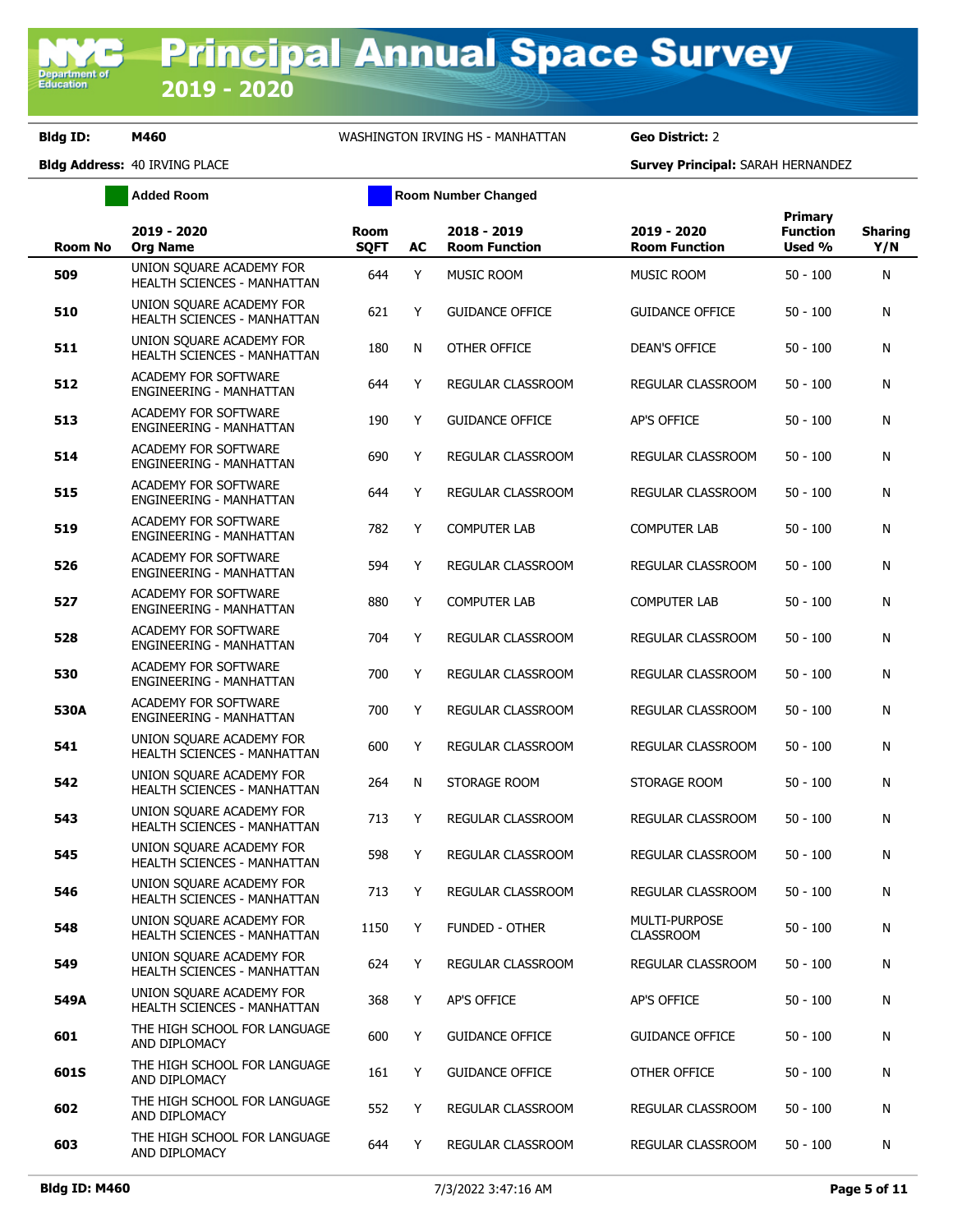# Principal Annual Space Survey 2019 - 2020

**Bldg ID:** M460 WASHINGTON IRVING HS - MANHATTAN **Geo District:** 2

**Bldg Address:** 40 IRVING PLACE **Survey Principal:** SARAH HERNANDEZ

Added Room | Room Number Changed

| Room No | 2019 - 2020 Org Name | Room SQFT | AC | 2018 - 2019 Room Function | 2019 - 2020 Room Function | Primary Function Used % | Sharing Y/N |
|---|---|---|---|---|---|---|---|
| 509 | UNION SQUARE ACADEMY FOR HEALTH SCIENCES - MANHATTAN | 644 | Y | MUSIC ROOM | MUSIC ROOM | 50 - 100 | N |
| 510 | UNION SQUARE ACADEMY FOR HEALTH SCIENCES - MANHATTAN | 621 | Y | GUIDANCE OFFICE | GUIDANCE OFFICE | 50 - 100 | N |
| 511 | UNION SQUARE ACADEMY FOR HEALTH SCIENCES - MANHATTAN | 180 | N | OTHER OFFICE | DEAN'S OFFICE | 50 - 100 | N |
| 512 | ACADEMY FOR SOFTWARE ENGINEERING - MANHATTAN | 644 | Y | REGULAR CLASSROOM | REGULAR CLASSROOM | 50 - 100 | N |
| 513 | ACADEMY FOR SOFTWARE ENGINEERING - MANHATTAN | 190 | Y | GUIDANCE OFFICE | AP'S OFFICE | 50 - 100 | N |
| 514 | ACADEMY FOR SOFTWARE ENGINEERING - MANHATTAN | 690 | Y | REGULAR CLASSROOM | REGULAR CLASSROOM | 50 - 100 | N |
| 515 | ACADEMY FOR SOFTWARE ENGINEERING - MANHATTAN | 644 | Y | REGULAR CLASSROOM | REGULAR CLASSROOM | 50 - 100 | N |
| 519 | ACADEMY FOR SOFTWARE ENGINEERING - MANHATTAN | 782 | Y | COMPUTER LAB | COMPUTER LAB | 50 - 100 | N |
| 526 | ACADEMY FOR SOFTWARE ENGINEERING - MANHATTAN | 594 | Y | REGULAR CLASSROOM | REGULAR CLASSROOM | 50 - 100 | N |
| 527 | ACADEMY FOR SOFTWARE ENGINEERING - MANHATTAN | 880 | Y | COMPUTER LAB | COMPUTER LAB | 50 - 100 | N |
| 528 | ACADEMY FOR SOFTWARE ENGINEERING - MANHATTAN | 704 | Y | REGULAR CLASSROOM | REGULAR CLASSROOM | 50 - 100 | N |
| 530 | ACADEMY FOR SOFTWARE ENGINEERING - MANHATTAN | 700 | Y | REGULAR CLASSROOM | REGULAR CLASSROOM | 50 - 100 | N |
| 530A | ACADEMY FOR SOFTWARE ENGINEERING - MANHATTAN | 700 | Y | REGULAR CLASSROOM | REGULAR CLASSROOM | 50 - 100 | N |
| 541 | UNION SQUARE ACADEMY FOR HEALTH SCIENCES - MANHATTAN | 600 | Y | REGULAR CLASSROOM | REGULAR CLASSROOM | 50 - 100 | N |
| 542 | UNION SQUARE ACADEMY FOR HEALTH SCIENCES - MANHATTAN | 264 | N | STORAGE ROOM | STORAGE ROOM | 50 - 100 | N |
| 543 | UNION SQUARE ACADEMY FOR HEALTH SCIENCES - MANHATTAN | 713 | Y | REGULAR CLASSROOM | REGULAR CLASSROOM | 50 - 100 | N |
| 545 | UNION SQUARE ACADEMY FOR HEALTH SCIENCES - MANHATTAN | 598 | Y | REGULAR CLASSROOM | REGULAR CLASSROOM | 50 - 100 | N |
| 546 | UNION SQUARE ACADEMY FOR HEALTH SCIENCES - MANHATTAN | 713 | Y | REGULAR CLASSROOM | REGULAR CLASSROOM | 50 - 100 | N |
| 548 | UNION SQUARE ACADEMY FOR HEALTH SCIENCES - MANHATTAN | 1150 | Y | FUNDED - OTHER | MULTI-PURPOSE CLASSROOM | 50 - 100 | N |
| 549 | UNION SQUARE ACADEMY FOR HEALTH SCIENCES - MANHATTAN | 624 | Y | REGULAR CLASSROOM | REGULAR CLASSROOM | 50 - 100 | N |
| 549A | UNION SQUARE ACADEMY FOR HEALTH SCIENCES - MANHATTAN | 368 | Y | AP'S OFFICE | AP'S OFFICE | 50 - 100 | N |
| 601 | THE HIGH SCHOOL FOR LANGUAGE AND DIPLOMACY | 600 | Y | GUIDANCE OFFICE | GUIDANCE OFFICE | 50 - 100 | N |
| 601S | THE HIGH SCHOOL FOR LANGUAGE AND DIPLOMACY | 161 | Y | GUIDANCE OFFICE | OTHER OFFICE | 50 - 100 | N |
| 602 | THE HIGH SCHOOL FOR LANGUAGE AND DIPLOMACY | 552 | Y | REGULAR CLASSROOM | REGULAR CLASSROOM | 50 - 100 | N |
| 603 | THE HIGH SCHOOL FOR LANGUAGE AND DIPLOMACY | 644 | Y | REGULAR CLASSROOM | REGULAR CLASSROOM | 50 - 100 | N |

7/3/2022 3:47:16 AM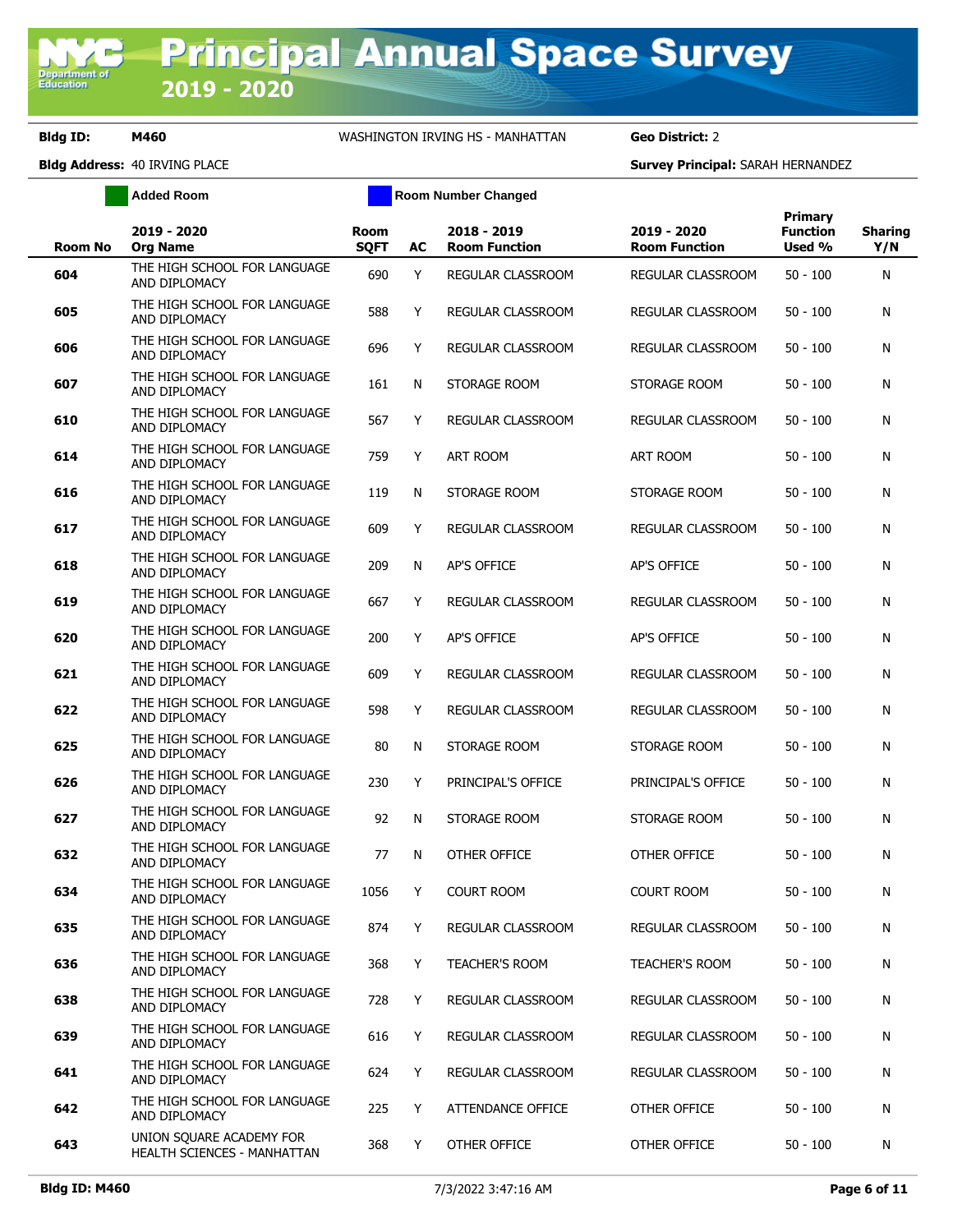# Principal Annual Space Survey 2019 - 2020

**Bldg ID:** M460 WASHINGTON IRVING HS - MANHATTAN **Geo District:** 2

**Bldg Address:** 40 IRVING PLACE **Survey Principal:** SARAH HERNANDEZ

Added Room | Room Number Changed

| Room No | 2019 - 2020 Org Name | Room SQFT | AC | 2018 - 2019 Room Function | 2019 - 2020 Room Function | Primary Function Used % | Sharing Y/N |
|---|---|---|---|---|---|---|---|
| 604 | THE HIGH SCHOOL FOR LANGUAGE AND DIPLOMACY | 690 | Y | REGULAR CLASSROOM | REGULAR CLASSROOM | 50 - 100 | N |
| 605 | THE HIGH SCHOOL FOR LANGUAGE AND DIPLOMACY | 588 | Y | REGULAR CLASSROOM | REGULAR CLASSROOM | 50 - 100 | N |
| 606 | THE HIGH SCHOOL FOR LANGUAGE AND DIPLOMACY | 696 | Y | REGULAR CLASSROOM | REGULAR CLASSROOM | 50 - 100 | N |
| 607 | THE HIGH SCHOOL FOR LANGUAGE AND DIPLOMACY | 161 | N | STORAGE ROOM | STORAGE ROOM | 50 - 100 | N |
| 610 | THE HIGH SCHOOL FOR LANGUAGE AND DIPLOMACY | 567 | Y | REGULAR CLASSROOM | REGULAR CLASSROOM | 50 - 100 | N |
| 614 | THE HIGH SCHOOL FOR LANGUAGE AND DIPLOMACY | 759 | Y | ART ROOM | ART ROOM | 50 - 100 | N |
| 616 | THE HIGH SCHOOL FOR LANGUAGE AND DIPLOMACY | 119 | N | STORAGE ROOM | STORAGE ROOM | 50 - 100 | N |
| 617 | THE HIGH SCHOOL FOR LANGUAGE AND DIPLOMACY | 609 | Y | REGULAR CLASSROOM | REGULAR CLASSROOM | 50 - 100 | N |
| 618 | THE HIGH SCHOOL FOR LANGUAGE AND DIPLOMACY | 209 | N | AP'S OFFICE | AP'S OFFICE | 50 - 100 | N |
| 619 | THE HIGH SCHOOL FOR LANGUAGE AND DIPLOMACY | 667 | Y | REGULAR CLASSROOM | REGULAR CLASSROOM | 50 - 100 | N |
| 620 | THE HIGH SCHOOL FOR LANGUAGE AND DIPLOMACY | 200 | Y | AP'S OFFICE | AP'S OFFICE | 50 - 100 | N |
| 621 | THE HIGH SCHOOL FOR LANGUAGE AND DIPLOMACY | 609 | Y | REGULAR CLASSROOM | REGULAR CLASSROOM | 50 - 100 | N |
| 622 | THE HIGH SCHOOL FOR LANGUAGE AND DIPLOMACY | 598 | Y | REGULAR CLASSROOM | REGULAR CLASSROOM | 50 - 100 | N |
| 625 | THE HIGH SCHOOL FOR LANGUAGE AND DIPLOMACY | 80 | N | STORAGE ROOM | STORAGE ROOM | 50 - 100 | N |
| 626 | THE HIGH SCHOOL FOR LANGUAGE AND DIPLOMACY | 230 | Y | PRINCIPAL'S OFFICE | PRINCIPAL'S OFFICE | 50 - 100 | N |
| 627 | THE HIGH SCHOOL FOR LANGUAGE AND DIPLOMACY | 92 | N | STORAGE ROOM | STORAGE ROOM | 50 - 100 | N |
| 632 | THE HIGH SCHOOL FOR LANGUAGE AND DIPLOMACY | 77 | N | OTHER OFFICE | OTHER OFFICE | 50 - 100 | N |
| 634 | THE HIGH SCHOOL FOR LANGUAGE AND DIPLOMACY | 1056 | Y | COURT ROOM | COURT ROOM | 50 - 100 | N |
| 635 | THE HIGH SCHOOL FOR LANGUAGE AND DIPLOMACY | 874 | Y | REGULAR CLASSROOM | REGULAR CLASSROOM | 50 - 100 | N |
| 636 | THE HIGH SCHOOL FOR LANGUAGE AND DIPLOMACY | 368 | Y | TEACHER'S ROOM | TEACHER'S ROOM | 50 - 100 | N |
| 638 | THE HIGH SCHOOL FOR LANGUAGE AND DIPLOMACY | 728 | Y | REGULAR CLASSROOM | REGULAR CLASSROOM | 50 - 100 | N |
| 639 | THE HIGH SCHOOL FOR LANGUAGE AND DIPLOMACY | 616 | Y | REGULAR CLASSROOM | REGULAR CLASSROOM | 50 - 100 | N |
| 641 | THE HIGH SCHOOL FOR LANGUAGE AND DIPLOMACY | 624 | Y | REGULAR CLASSROOM | REGULAR CLASSROOM | 50 - 100 | N |
| 642 | THE HIGH SCHOOL FOR LANGUAGE AND DIPLOMACY | 225 | Y | ATTENDANCE OFFICE | OTHER OFFICE | 50 - 100 | N |
| 643 | UNION SQUARE ACADEMY FOR HEALTH SCIENCES - MANHATTAN | 368 | Y | OTHER OFFICE | OTHER OFFICE | 50 - 100 | N |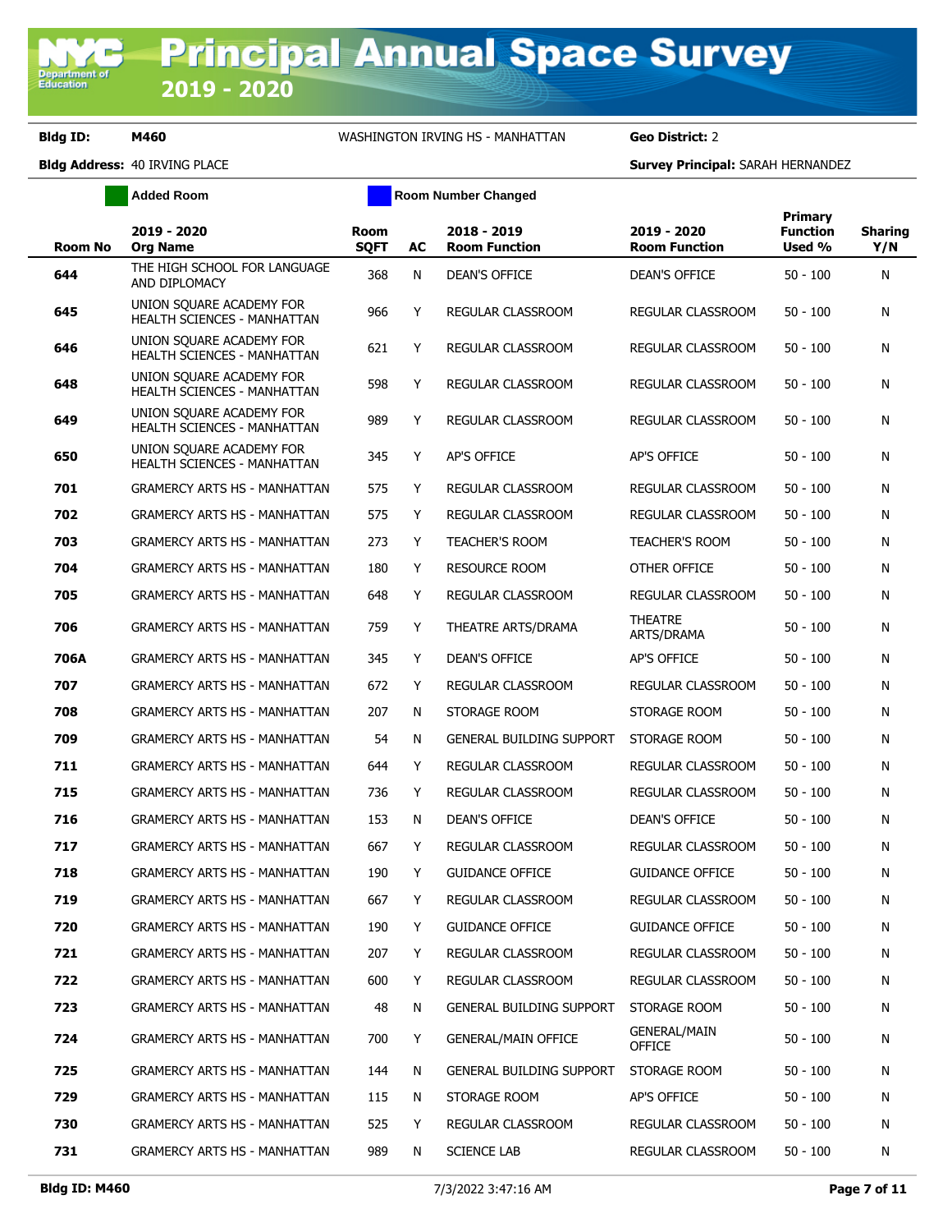# Principal Annual Space Survey 2019 - 2020

**Bldg ID:** M460 WASHINGTON IRVING HS - MANHATTAN **Geo District:** 2

**Bldg Address:** 40 IRVING PLACE **Survey Principal:** SARAH HERNANDEZ

Added Room | Room Number Changed

| Room No | 2019 - 2020 Org Name | Room SQFT | AC | 2018 - 2019 Room Function | 2019 - 2020 Room Function | Primary Function Used % | Sharing Y/N |
|---|---|---|---|---|---|---|---|
| 644 | THE HIGH SCHOOL FOR LANGUAGE AND DIPLOMACY | 368 | N | DEAN'S OFFICE | DEAN'S OFFICE | 50 - 100 | N |
| 645 | UNION SQUARE ACADEMY FOR HEALTH SCIENCES - MANHATTAN | 966 | Y | REGULAR CLASSROOM | REGULAR CLASSROOM | 50 - 100 | N |
| 646 | UNION SQUARE ACADEMY FOR HEALTH SCIENCES - MANHATTAN | 621 | Y | REGULAR CLASSROOM | REGULAR CLASSROOM | 50 - 100 | N |
| 648 | UNION SQUARE ACADEMY FOR HEALTH SCIENCES - MANHATTAN | 598 | Y | REGULAR CLASSROOM | REGULAR CLASSROOM | 50 - 100 | N |
| 649 | UNION SQUARE ACADEMY FOR HEALTH SCIENCES - MANHATTAN | 989 | Y | REGULAR CLASSROOM | REGULAR CLASSROOM | 50 - 100 | N |
| 650 | UNION SQUARE ACADEMY FOR HEALTH SCIENCES - MANHATTAN | 345 | Y | AP'S OFFICE | AP'S OFFICE | 50 - 100 | N |
| 701 | GRAMERCY ARTS HS - MANHATTAN | 575 | Y | REGULAR CLASSROOM | REGULAR CLASSROOM | 50 - 100 | N |
| 702 | GRAMERCY ARTS HS - MANHATTAN | 575 | Y | REGULAR CLASSROOM | REGULAR CLASSROOM | 50 - 100 | N |
| 703 | GRAMERCY ARTS HS - MANHATTAN | 273 | Y | TEACHER'S ROOM | TEACHER'S ROOM | 50 - 100 | N |
| 704 | GRAMERCY ARTS HS - MANHATTAN | 180 | Y | RESOURCE ROOM | OTHER OFFICE | 50 - 100 | N |
| 705 | GRAMERCY ARTS HS - MANHATTAN | 648 | Y | REGULAR CLASSROOM | REGULAR CLASSROOM | 50 - 100 | N |
| 706 | GRAMERCY ARTS HS - MANHATTAN | 759 | Y | THEATRE ARTS/DRAMA | THEATRE ARTS/DRAMA | 50 - 100 | N |
| 706A | GRAMERCY ARTS HS - MANHATTAN | 345 | Y | DEAN'S OFFICE | AP'S OFFICE | 50 - 100 | N |
| 707 | GRAMERCY ARTS HS - MANHATTAN | 672 | Y | REGULAR CLASSROOM | REGULAR CLASSROOM | 50 - 100 | N |
| 708 | GRAMERCY ARTS HS - MANHATTAN | 207 | N | STORAGE ROOM | STORAGE ROOM | 50 - 100 | N |
| 709 | GRAMERCY ARTS HS - MANHATTAN | 54 | N | GENERAL BUILDING SUPPORT | STORAGE ROOM | 50 - 100 | N |
| 711 | GRAMERCY ARTS HS - MANHATTAN | 644 | Y | REGULAR CLASSROOM | REGULAR CLASSROOM | 50 - 100 | N |
| 715 | GRAMERCY ARTS HS - MANHATTAN | 736 | Y | REGULAR CLASSROOM | REGULAR CLASSROOM | 50 - 100 | N |
| 716 | GRAMERCY ARTS HS - MANHATTAN | 153 | N | DEAN'S OFFICE | DEAN'S OFFICE | 50 - 100 | N |
| 717 | GRAMERCY ARTS HS - MANHATTAN | 667 | Y | REGULAR CLASSROOM | REGULAR CLASSROOM | 50 - 100 | N |
| 718 | GRAMERCY ARTS HS - MANHATTAN | 190 | Y | GUIDANCE OFFICE | GUIDANCE OFFICE | 50 - 100 | N |
| 719 | GRAMERCY ARTS HS - MANHATTAN | 667 | Y | REGULAR CLASSROOM | REGULAR CLASSROOM | 50 - 100 | N |
| 720 | GRAMERCY ARTS HS - MANHATTAN | 190 | Y | GUIDANCE OFFICE | GUIDANCE OFFICE | 50 - 100 | N |
| 721 | GRAMERCY ARTS HS - MANHATTAN | 207 | Y | REGULAR CLASSROOM | REGULAR CLASSROOM | 50 - 100 | N |
| 722 | GRAMERCY ARTS HS - MANHATTAN | 600 | Y | REGULAR CLASSROOM | REGULAR CLASSROOM | 50 - 100 | N |
| 723 | GRAMERCY ARTS HS - MANHATTAN | 48 | N | GENERAL BUILDING SUPPORT | STORAGE ROOM | 50 - 100 | N |
| 724 | GRAMERCY ARTS HS - MANHATTAN | 700 | Y | GENERAL/MAIN OFFICE | GENERAL/MAIN OFFICE | 50 - 100 | N |
| 725 | GRAMERCY ARTS HS - MANHATTAN | 144 | N | GENERAL BUILDING SUPPORT | STORAGE ROOM | 50 - 100 | N |
| 729 | GRAMERCY ARTS HS - MANHATTAN | 115 | N | STORAGE ROOM | AP'S OFFICE | 50 - 100 | N |
| 730 | GRAMERCY ARTS HS - MANHATTAN | 525 | Y | REGULAR CLASSROOM | REGULAR CLASSROOM | 50 - 100 | N |
| 731 | GRAMERCY ARTS HS - MANHATTAN | 989 | N | SCIENCE LAB | REGULAR CLASSROOM | 50 - 100 | N |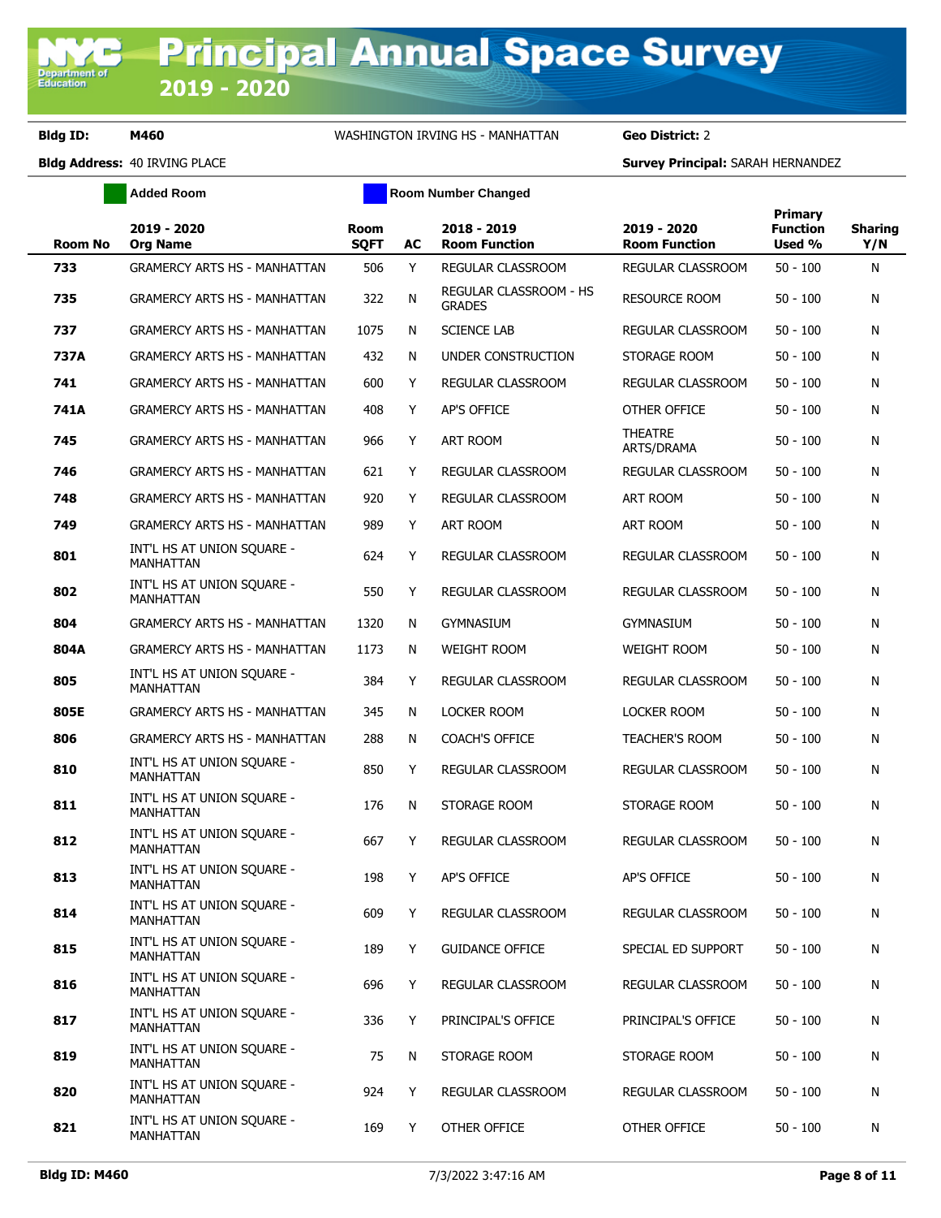# Principal Annual Space Survey 2019 - 2020

**Bldg ID:** M460 WASHINGTON IRVING HS - MANHATTAN **Geo District:** 2

**Bldg Address:** 40 IRVING PLACE **Survey Principal:** SARAH HERNANDEZ

Added Room | Room Number Changed

| Room No | 2019 - 2020 Org Name | Room SQFT | AC | 2018 - 2019 Room Function | 2019 - 2020 Room Function | Primary Function Used % | Sharing Y/N |
|---|---|---|---|---|---|---|---|
| 733 | GRAMERCY ARTS HS - MANHATTAN | 506 | Y | REGULAR CLASSROOM | REGULAR CLASSROOM | 50 - 100 | N |
| 735 | GRAMERCY ARTS HS - MANHATTAN | 322 | N | REGULAR CLASSROOM - HS GRADES | RESOURCE ROOM | 50 - 100 | N |
| 737 | GRAMERCY ARTS HS - MANHATTAN | 1075 | N | SCIENCE LAB | REGULAR CLASSROOM | 50 - 100 | N |
| 737A | GRAMERCY ARTS HS - MANHATTAN | 432 | N | UNDER CONSTRUCTION | STORAGE ROOM | 50 - 100 | N |
| 741 | GRAMERCY ARTS HS - MANHATTAN | 600 | Y | REGULAR CLASSROOM | REGULAR CLASSROOM | 50 - 100 | N |
| 741A | GRAMERCY ARTS HS - MANHATTAN | 408 | Y | AP'S OFFICE | OTHER OFFICE | 50 - 100 | N |
| 745 | GRAMERCY ARTS HS - MANHATTAN | 966 | Y | ART ROOM | THEATRE ARTS/DRAMA | 50 - 100 | N |
| 746 | GRAMERCY ARTS HS - MANHATTAN | 621 | Y | REGULAR CLASSROOM | REGULAR CLASSROOM | 50 - 100 | N |
| 748 | GRAMERCY ARTS HS - MANHATTAN | 920 | Y | REGULAR CLASSROOM | ART ROOM | 50 - 100 | N |
| 749 | GRAMERCY ARTS HS - MANHATTAN | 989 | Y | ART ROOM | ART ROOM | 50 - 100 | N |
| 801 | INT'L HS AT UNION SQUARE - MANHATTAN | 624 | Y | REGULAR CLASSROOM | REGULAR CLASSROOM | 50 - 100 | N |
| 802 | INT'L HS AT UNION SQUARE - MANHATTAN | 550 | Y | REGULAR CLASSROOM | REGULAR CLASSROOM | 50 - 100 | N |
| 804 | GRAMERCY ARTS HS - MANHATTAN | 1320 | N | GYMNASIUM | GYMNASIUM | 50 - 100 | N |
| 804A | GRAMERCY ARTS HS - MANHATTAN | 1173 | N | WEIGHT ROOM | WEIGHT ROOM | 50 - 100 | N |
| 805 | INT'L HS AT UNION SQUARE - MANHATTAN | 384 | Y | REGULAR CLASSROOM | REGULAR CLASSROOM | 50 - 100 | N |
| 805E | GRAMERCY ARTS HS - MANHATTAN | 345 | N | LOCKER ROOM | LOCKER ROOM | 50 - 100 | N |
| 806 | GRAMERCY ARTS HS - MANHATTAN | 288 | N | COACH'S OFFICE | TEACHER'S ROOM | 50 - 100 | N |
| 810 | INT'L HS AT UNION SQUARE - MANHATTAN | 850 | Y | REGULAR CLASSROOM | REGULAR CLASSROOM | 50 - 100 | N |
| 811 | INT'L HS AT UNION SQUARE - MANHATTAN | 176 | N | STORAGE ROOM | STORAGE ROOM | 50 - 100 | N |
| 812 | INT'L HS AT UNION SQUARE - MANHATTAN | 667 | Y | REGULAR CLASSROOM | REGULAR CLASSROOM | 50 - 100 | N |
| 813 | INT'L HS AT UNION SQUARE - MANHATTAN | 198 | Y | AP'S OFFICE | AP'S OFFICE | 50 - 100 | N |
| 814 | INT'L HS AT UNION SQUARE - MANHATTAN | 609 | Y | REGULAR CLASSROOM | REGULAR CLASSROOM | 50 - 100 | N |
| 815 | INT'L HS AT UNION SQUARE - MANHATTAN | 189 | Y | GUIDANCE OFFICE | SPECIAL ED SUPPORT | 50 - 100 | N |
| 816 | INT'L HS AT UNION SQUARE - MANHATTAN | 696 | Y | REGULAR CLASSROOM | REGULAR CLASSROOM | 50 - 100 | N |
| 817 | INT'L HS AT UNION SQUARE - MANHATTAN | 336 | Y | PRINCIPAL'S OFFICE | PRINCIPAL'S OFFICE | 50 - 100 | N |
| 819 | INT'L HS AT UNION SQUARE - MANHATTAN | 75 | N | STORAGE ROOM | STORAGE ROOM | 50 - 100 | N |
| 820 | INT'L HS AT UNION SQUARE - MANHATTAN | 924 | Y | REGULAR CLASSROOM | REGULAR CLASSROOM | 50 - 100 | N |
| 821 | INT'L HS AT UNION SQUARE - MANHATTAN | 169 | Y | OTHER OFFICE | OTHER OFFICE | 50 - 100 | N |

Bldg ID: M460 7/3/2022 3:47:16 AM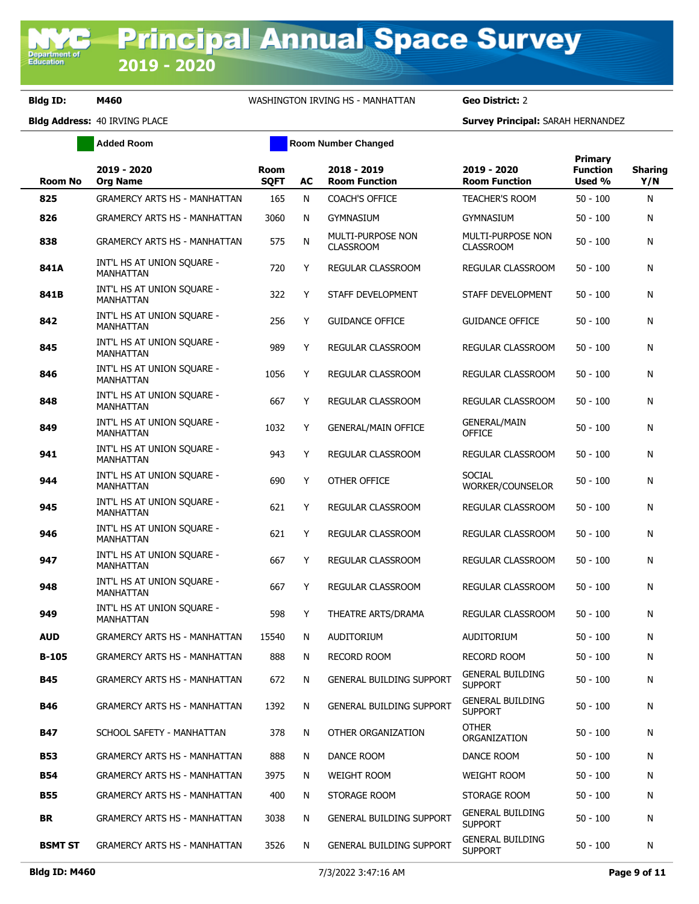# Principal Annual Space Survey 2019 - 2020

**Bldg ID:** M460 WASHINGTON IRVING HS - MANHATTAN **Geo District:** 2

**Bldg Address:** 40 IRVING PLACE **Survey Principal:** SARAH HERNANDEZ

Added Room | Room Number Changed

| Room No | 2019 - 2020 Org Name | Room SQFT | AC | 2018 - 2019 Room Function | 2019 - 2020 Room Function | Primary Function Used % | Sharing Y/N |
|---|---|---|---|---|---|---|---|
| **825** | GRAMERCY ARTS HS - MANHATTAN | 165 | N | COACH'S OFFICE | TEACHER'S ROOM | 50 - 100 | N |
| **826** | GRAMERCY ARTS HS - MANHATTAN | 3060 | N | GYMNASIUM | GYMNASIUM | 50 - 100 | N |
| **838** | GRAMERCY ARTS HS - MANHATTAN | 575 | N | MULTI-PURPOSE NON CLASSROOM | MULTI-PURPOSE NON CLASSROOM | 50 - 100 | N |
| **841A** | INT'L HS AT UNION SQUARE - MANHATTAN | 720 | Y | REGULAR CLASSROOM | REGULAR CLASSROOM | 50 - 100 | N |
| **841B** | INT'L HS AT UNION SQUARE - MANHATTAN | 322 | Y | STAFF DEVELOPMENT | STAFF DEVELOPMENT | 50 - 100 | N |
| **842** | INT'L HS AT UNION SQUARE - MANHATTAN | 256 | Y | GUIDANCE OFFICE | GUIDANCE OFFICE | 50 - 100 | N |
| **845** | INT'L HS AT UNION SQUARE - MANHATTAN | 989 | Y | REGULAR CLASSROOM | REGULAR CLASSROOM | 50 - 100 | N |
| **846** | INT'L HS AT UNION SQUARE - MANHATTAN | 1056 | Y | REGULAR CLASSROOM | REGULAR CLASSROOM | 50 - 100 | N |
| **848** | INT'L HS AT UNION SQUARE - MANHATTAN | 667 | Y | REGULAR CLASSROOM | REGULAR CLASSROOM | 50 - 100 | N |
| **849** | INT'L HS AT UNION SQUARE - MANHATTAN | 1032 | Y | GENERAL/MAIN OFFICE | GENERAL/MAIN OFFICE | 50 - 100 | N |
| **941** | INT'L HS AT UNION SQUARE - MANHATTAN | 943 | Y | REGULAR CLASSROOM | REGULAR CLASSROOM | 50 - 100 | N |
| **944** | INT'L HS AT UNION SQUARE - MANHATTAN | 690 | Y | OTHER OFFICE | SOCIAL WORKER/COUNSELOR | 50 - 100 | N |
| **945** | INT'L HS AT UNION SQUARE - MANHATTAN | 621 | Y | REGULAR CLASSROOM | REGULAR CLASSROOM | 50 - 100 | N |
| **946** | INT'L HS AT UNION SQUARE - MANHATTAN | 621 | Y | REGULAR CLASSROOM | REGULAR CLASSROOM | 50 - 100 | N |
| **947** | INT'L HS AT UNION SQUARE - MANHATTAN | 667 | Y | REGULAR CLASSROOM | REGULAR CLASSROOM | 50 - 100 | N |
| **948** | INT'L HS AT UNION SQUARE - MANHATTAN | 667 | Y | REGULAR CLASSROOM | REGULAR CLASSROOM | 50 - 100 | N |
| **949** | INT'L HS AT UNION SQUARE - MANHATTAN | 598 | Y | THEATRE ARTS/DRAMA | REGULAR CLASSROOM | 50 - 100 | N |
| **AUD** | GRAMERCY ARTS HS - MANHATTAN | 15540 | N | AUDITORIUM | AUDITORIUM | 50 - 100 | N |
| **B-105** | GRAMERCY ARTS HS - MANHATTAN | 888 | N | RECORD ROOM | RECORD ROOM | 50 - 100 | N |
| **B45** | GRAMERCY ARTS HS - MANHATTAN | 672 | N | GENERAL BUILDING SUPPORT | GENERAL BUILDING SUPPORT | 50 - 100 | N |
| **B46** | GRAMERCY ARTS HS - MANHATTAN | 1392 | N | GENERAL BUILDING SUPPORT | GENERAL BUILDING SUPPORT | 50 - 100 | N |
| **B47** | SCHOOL SAFETY - MANHATTAN | 378 | N | OTHER ORGANIZATION | OTHER ORGANIZATION | 50 - 100 | N |
| **B53** | GRAMERCY ARTS HS - MANHATTAN | 888 | N | DANCE ROOM | DANCE ROOM | 50 - 100 | N |
| **B54** | GRAMERCY ARTS HS - MANHATTAN | 3975 | N | WEIGHT ROOM | WEIGHT ROOM | 50 - 100 | N |
| **B55** | GRAMERCY ARTS HS - MANHATTAN | 400 | N | STORAGE ROOM | STORAGE ROOM | 50 - 100 | N |
| **BR** | GRAMERCY ARTS HS - MANHATTAN | 3038 | N | GENERAL BUILDING SUPPORT | GENERAL BUILDING SUPPORT | 50 - 100 | N |
| **BSMT ST** | GRAMERCY ARTS HS - MANHATTAN | 3526 | N | GENERAL BUILDING SUPPORT | GENERAL BUILDING SUPPORT | 50 - 100 | N |

**Bldg ID: M460** 7/3/2022 3:47:16 AM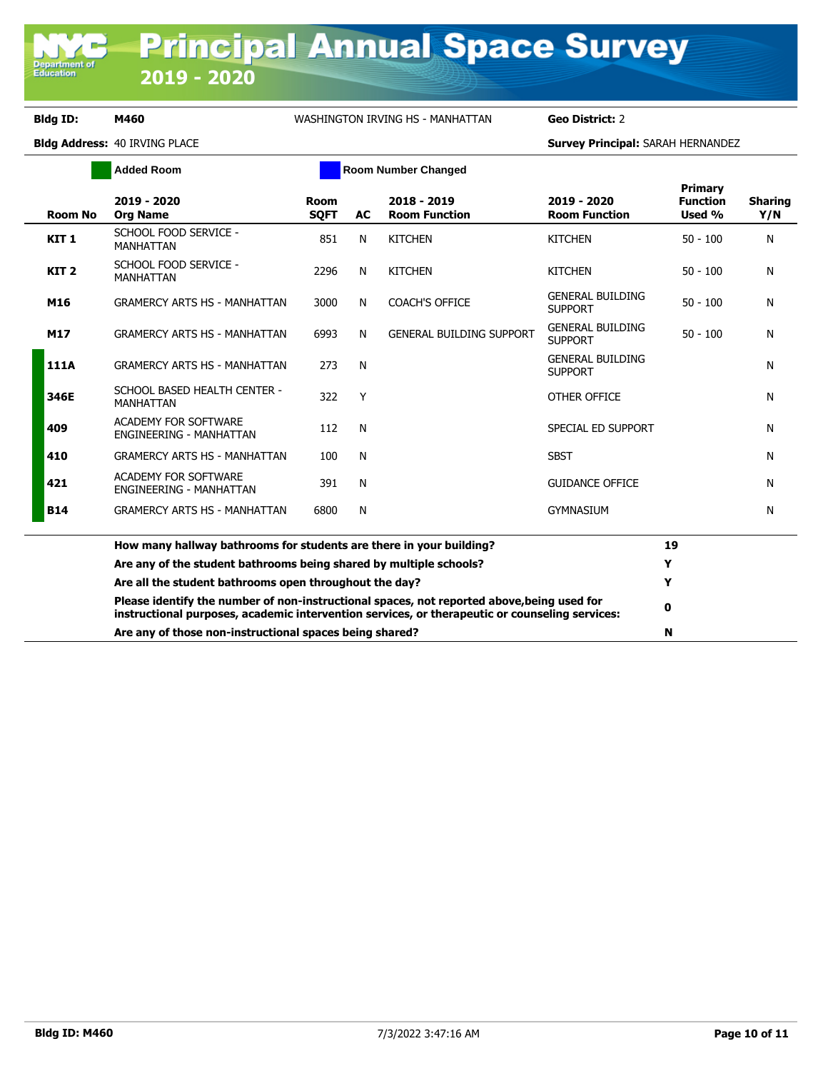# Principal Annual Space Survey 2019 - 2020

**Bldg ID:** M460 WASHINGTON IRVING HS - MANHATTAN **Geo District:** 2

**Bldg Address:** 40 IRVING PLACE **Survey Principal:** SARAH HERNANDEZ

Added Room | Room Number Changed

| Room No | 2019 - 2020 Org Name | Room SQFT | AC | 2018 - 2019 Room Function | 2019 - 2020 Room Function | Primary Function Used % | Sharing Y/N |
|---|---|---|---|---|---|---|---|
| KIT 1 | SCHOOL FOOD SERVICE - MANHATTAN | 851 | N | KITCHEN | KITCHEN | 50 - 100 | N |
| KIT 2 | SCHOOL FOOD SERVICE - MANHATTAN | 2296 | N | KITCHEN | KITCHEN | 50 - 100 | N |
| M16 | GRAMERCY ARTS HS - MANHATTAN | 3000 | N | COACH'S OFFICE | GENERAL BUILDING SUPPORT | 50 - 100 | N |
| M17 | GRAMERCY ARTS HS - MANHATTAN | 6993 | N | GENERAL BUILDING SUPPORT | GENERAL BUILDING SUPPORT | 50 - 100 | N |
| 111A | GRAMERCY ARTS HS - MANHATTAN | 273 | N | | GENERAL BUILDING SUPPORT | | N |
| 346E | SCHOOL BASED HEALTH CENTER - MANHATTAN | 322 | Y | | OTHER OFFICE | | N |
| 409 | ACADEMY FOR SOFTWARE ENGINEERING - MANHATTAN | 112 | N | | SPECIAL ED SUPPORT | | N |
| 410 | GRAMERCY ARTS HS - MANHATTAN | 100 | N | | SBST | | N |
| 421 | ACADEMY FOR SOFTWARE ENGINEERING - MANHATTAN | 391 | N | | GUIDANCE OFFICE | | N |
| B14 | GRAMERCY ARTS HS - MANHATTAN | 6800 | N | | GYMNASIUM | | N |

| Question | Answer |
|---|---|
| **How many hallway bathrooms for students are there in your building?** | **19** |
| **Are any of the student bathrooms being shared by multiple schools?** | **Y** |
| **Are all the student bathrooms open throughout the day?** | **Y** |
| **Please identify the number of non-instructional spaces, not reported above,being used for instructional purposes, academic intervention services, or therapeutic or counseling services:** | **0** |
| **Are any of those non-instructional spaces being shared?** | **N** |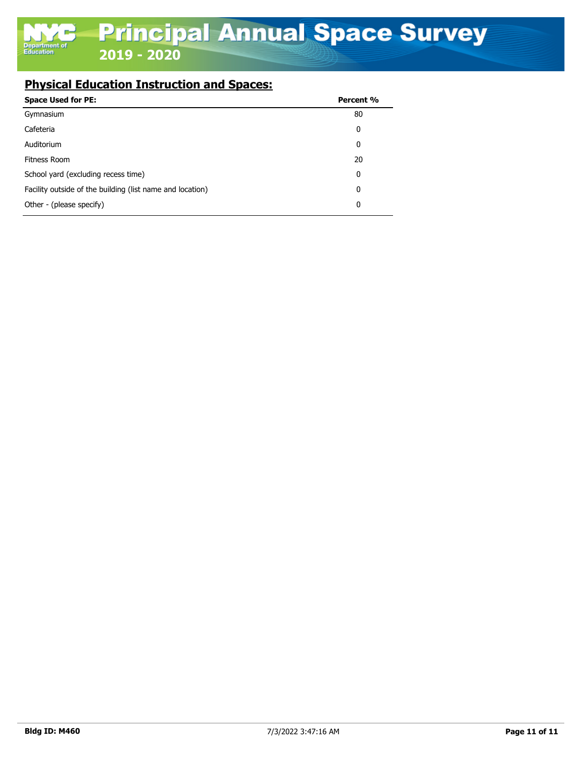## Physical Education Instruction and Spaces:

| Space Used for PE: | Percent % |
|---|---|
| Gymnasium | 80 |
| Cafeteria | 0 |
| Auditorium | 0 |
| Fitness Room | 20 |
| School yard (excluding recess time) | 0 |
| Facility outside of the building (list name and location) | 0 |
| Other - (please specify) | 0 |